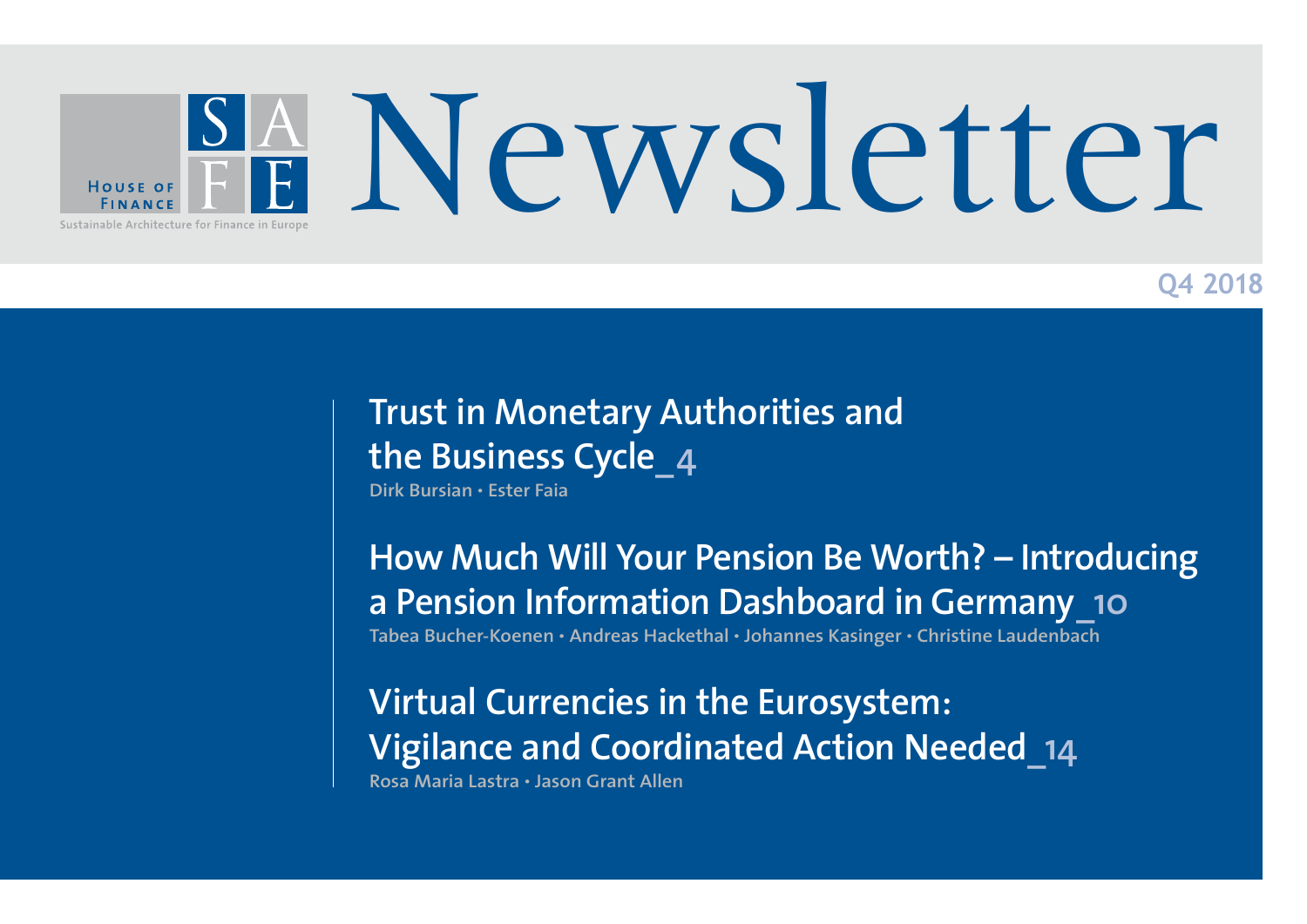HOUSE OF FINANCE

SAFE

Sustainable Architecture for Finance in Europe

# Newsletter

Q4 2018

## Trust in Monetary Authorities and the Business Cycle_4

Dirk Bursian • Ester Faia

## How Much Will Your Pension Be Worth? – Introducing a Pension Information Dashboard in Germany_10

Tabea Bucher-Koenen • Andreas Hackethal • Johannes Kasinger • Christine Laudenbach

## Virtual Currencies in the Eurosystem: Vigilance and Coordinated Action Needed_14

Rosa Maria Lastra • Jason Grant Allen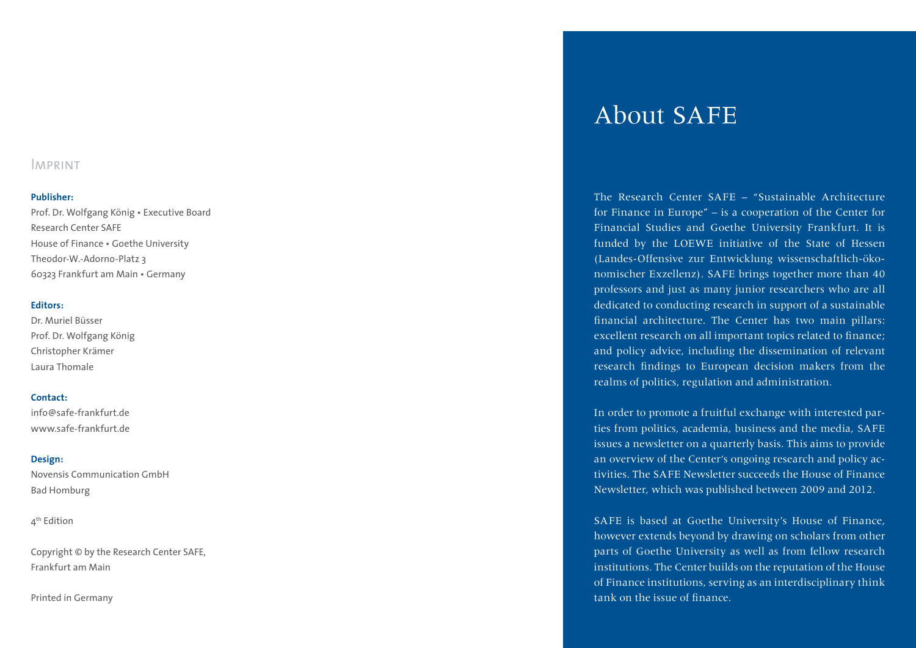## Imprint

**Publisher:**
Prof. Dr. Wolfgang König • Executive Board
Research Center SAFE
House of Finance • Goethe University
Theodor-W.-Adorno-Platz 3
60323 Frankfurt am Main • Germany

**Editors:**
Dr. Muriel Büsser
Prof. Dr. Wolfgang König
Christopher Krämer
Laura Thomale

**Contact:**
info@safe-frankfurt.de
www.safe-frankfurt.de

**Design:**
Novensis Communication GmbH
Bad Homburg

4th Edition

Copyright © by the Research Center SAFE,
Frankfurt am Main

Printed in Germany

# About SAFE

The Research Center SAFE – "Sustainable Architecture for Finance in Europe" – is a cooperation of the Center for Financial Studies and Goethe University Frankfurt. It is funded by the LOEWE initiative of the State of Hessen (Landes-Offensive zur Entwicklung wissenschaftlich-ökonomischer Exzellenz). SAFE brings together more than 40 professors and just as many junior researchers who are all dedicated to conducting research in support of a sustainable financial architecture. The Center has two main pillars: excellent research on all important topics related to finance; and policy advice, including the dissemination of relevant research findings to European decision makers from the realms of politics, regulation and administration.

In order to promote a fruitful exchange with interested parties from politics, academia, business and the media, SAFE issues a newsletter on a quarterly basis. This aims to provide an overview of the Center's ongoing research and policy activities. The SAFE Newsletter succeeds the House of Finance Newsletter, which was published between 2009 and 2012.

SAFE is based at Goethe University's House of Finance, however extends beyond by drawing on scholars from other parts of Goethe University as well as from fellow research institutions. The Center builds on the reputation of the House of Finance institutions, serving as an interdisciplinary think tank on the issue of finance.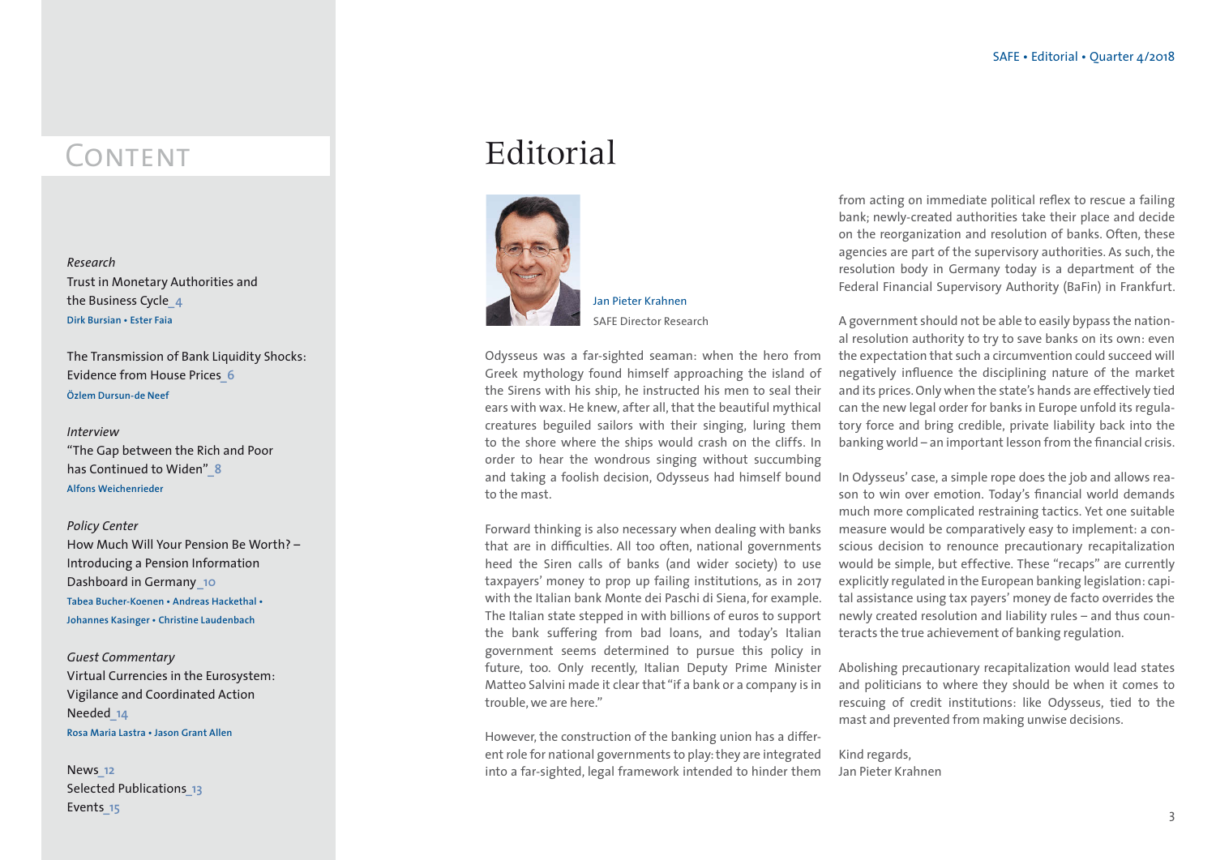# Content

*Research*

Trust in Monetary Authorities and the Business Cycle_4
**Dirk Bursian • Ester Faia**

The Transmission of Bank Liquidity Shocks: Evidence from House Prices_6
**Özlem Dursun-de Neef**

*Interview*

"The Gap between the Rich and Poor has Continued to Widen"_8
**Alfons Weichenrieder**

*Policy Center*

How Much Will Your Pension Be Worth? – Introducing a Pension Information Dashboard in Germany_10
**Tabea Bucher-Koenen • Andreas Hackethal • Johannes Kasinger • Christine Laudenbach**

*Guest Commentary*

Virtual Currencies in the Eurosystem: Vigilance and Coordinated Action Needed_14
**Rosa Maria Lastra • Jason Grant Allen**

News_12
Selected Publications_13
Events_15

# Editorial

Jan Pieter Krahnen
SAFE Director Research

Odysseus was a far-sighted seaman: when the hero from Greek mythology found himself approaching the island of the Sirens with his ship, he instructed his men to seal their ears with wax. He knew, after all, that the beautiful mythical creatures beguiled sailors with their singing, luring them to the shore where the ships would crash on the cliffs. In order to hear the wondrous singing without succumbing and taking a foolish decision, Odysseus had himself bound to the mast.

Forward thinking is also necessary when dealing with banks that are in difficulties. All too often, national governments heed the Siren calls of banks (and wider society) to use taxpayers' money to prop up failing institutions, as in 2017 with the Italian bank Monte dei Paschi di Siena, for example. The Italian state stepped in with billions of euros to support the bank suffering from bad loans, and today's Italian government seems determined to pursue this policy in future, too. Only recently, Italian Deputy Prime Minister Matteo Salvini made it clear that "if a bank or a company is in trouble, we are here."

However, the construction of the banking union has a different role for national governments to play: they are integrated into a far-sighted, legal framework intended to hinder them from acting on immediate political reflex to rescue a failing bank; newly-created authorities take their place and decide on the reorganization and resolution of banks. Often, these agencies are part of the supervisory authorities. As such, the resolution body in Germany today is a department of the Federal Financial Supervisory Authority (BaFin) in Frankfurt.

A government should not be able to easily bypass the national resolution authority to try to save banks on its own: even the expectation that such a circumvention could succeed will negatively influence the disciplining nature of the market and its prices. Only when the state's hands are effectively tied can the new legal order for banks in Europe unfold its regulatory force and bring credible, private liability back into the banking world – an important lesson from the financial crisis.

In Odysseus' case, a simple rope does the job and allows reason to win over emotion. Today's financial world demands much more complicated restraining tactics. Yet one suitable measure would be comparatively easy to implement: a conscious decision to renounce precautionary recapitalization would be simple, but effective. These "recaps" are currently explicitly regulated in the European banking legislation: capital assistance using tax payers' money de facto overrides the newly created resolution and liability rules – and thus counteracts the true achievement of banking regulation.

Abolishing precautionary recapitalization would lead states and politicians to where they should be when it comes to rescuing of credit institutions: like Odysseus, tied to the mast and prevented from making unwise decisions.

Kind regards,
Jan Pieter Krahnen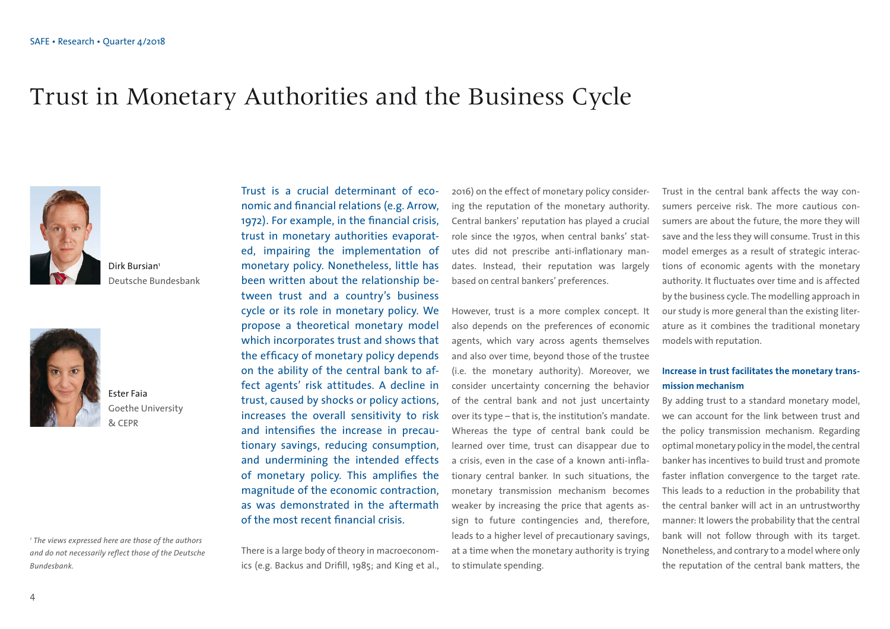# Trust in Monetary Authorities and the Business Cycle

Dirk Bursian[1]
Deutsche Bundesbank

Ester Faia
Goethe University & CEPR

[1] *The views expressed here are those of the authors and do not necessarily reflect those of the Deutsche Bundesbank.*

Trust is a crucial determinant of economic and financial relations (e.g. Arrow, 1972). For example, in the financial crisis, trust in monetary authorities evaporated, impairing the implementation of monetary policy. Nonetheless, little has been written about the relationship between trust and a country's business cycle or its role in monetary policy. We propose a theoretical monetary model which incorporates trust and shows that the efficacy of monetary policy depends on the ability of the central bank to affect agents' risk attitudes. A decline in trust, caused by shocks or policy actions, increases the overall sensitivity to risk and intensifies the increase in precautionary savings, reducing consumption, and undermining the intended effects of monetary policy. This amplifies the magnitude of the economic contraction, as was demonstrated in the aftermath of the most recent financial crisis.

There is a large body of theory in macroeconomics (e.g. Backus and Drifill, 1985; and King et al., 2016) on the effect of monetary policy considering the reputation of the monetary authority. Central bankers' reputation has played a crucial role since the 1970s, when central banks' statutes did not prescribe anti-inflationary mandates. Instead, their reputation was largely based on central bankers' preferences.

However, trust is a more complex concept. It also depends on the preferences of economic agents, which vary across agents themselves and also over time, beyond those of the trustee (i.e. the monetary authority). Moreover, we consider uncertainty concerning the behavior of the central bank and not just uncertainty over its type – that is, the institution's mandate. Whereas the type of central bank could be learned over time, trust can disappear due to a crisis, even in the case of a known anti-inflationary central banker. In such situations, the monetary transmission mechanism becomes weaker by increasing the price that agents assign to future contingencies and, therefore, leads to a higher level of precautionary savings, at a time when the monetary authority is trying to stimulate spending.

Trust in the central bank affects the way consumers perceive risk. The more cautious consumers are about the future, the more they will save and the less they will consume. Trust in this model emerges as a result of strategic interactions of economic agents with the monetary authority. It fluctuates over time and is affected by the business cycle. The modelling approach in our study is more general than the existing literature as it combines the traditional monetary models with reputation.

### Increase in trust facilitates the monetary transmission mechanism

By adding trust to a standard monetary model, we can account for the link between trust and the policy transmission mechanism. Regarding optimal monetary policy in the model, the central banker has incentives to build trust and promote faster inflation convergence to the target rate. This leads to a reduction in the probability that the central banker will act in an untrustworthy manner: It lowers the probability that the central bank will not follow through with its target. Nonetheless, and contrary to a model where only the reputation of the central bank matters, the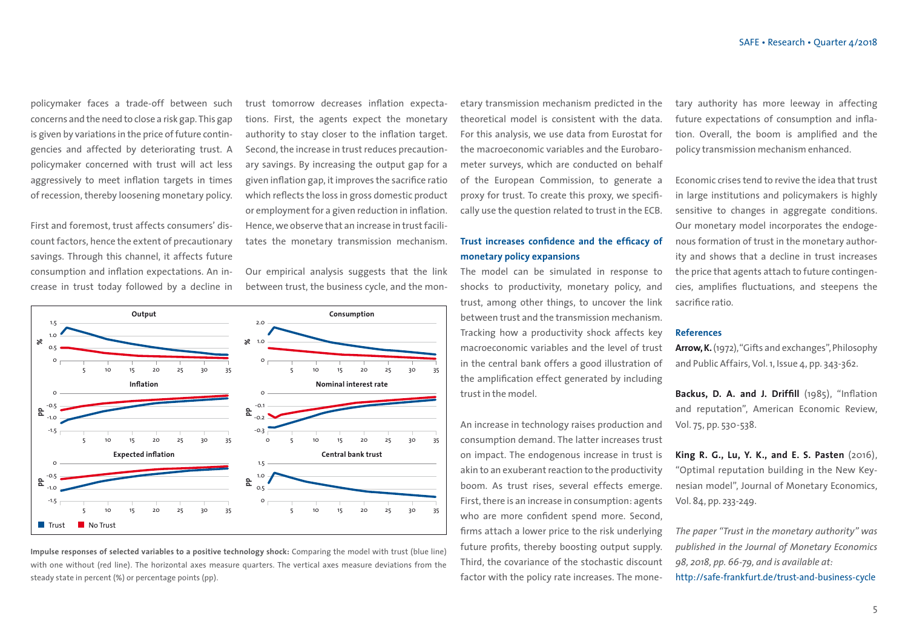policymaker faces a trade-off between such concerns and the need to close a risk gap. This gap is given by variations in the price of future contingencies and affected by deteriorating trust. A policymaker concerned with trust will act less aggressively to meet inflation targets in times of recession, thereby loosening monetary policy.

First and foremost, trust affects consumers' discount factors, hence the extent of precautionary savings. Through this channel, it affects future consumption and inflation expectations. An increase in trust today followed by a decline in trust tomorrow decreases inflation expectations. First, the agents expect the monetary authority to stay closer to the inflation target. Second, the increase in trust reduces precautionary savings. By increasing the output gap for a given inflation gap, it improves the sacrifice ratio which reflects the loss in gross domestic product or employment for a given reduction in inflation. Hence, we observe that an increase in trust facilitates the monetary transmission mechanism.

Our empirical analysis suggests that the link between trust, the business cycle, and the monetary transmission mechanism predicted in the theoretical model is consistent with the data. For this analysis, we use data from Eurostat for the macroeconomic variables and the Eurobarometer surveys, which are conducted on behalf of the European Commission, to generate a proxy for trust. To create this proxy, we specifically use the question related to trust in the ECB.

**Impulse responses of selected variables to a positive technology shock:** Comparing the model with trust (blue line) with one without (red line). The horizontal axes measure quarters. The vertical axes measure deviations from the steady state in percent (%) or percentage points (pp).

### Trust increases confidence and the efficacy of monetary policy expansions

The model can be simulated in response to shocks to productivity, monetary policy, and trust, among other things, to uncover the link between trust and the transmission mechanism. Tracking how a productivity shock affects key macroeconomic variables and the level of trust in the central bank offers a good illustration of the amplification effect generated by including trust in the model.

An increase in technology raises production and consumption demand. The latter increases trust on impact. The endogenous increase in trust is akin to an exuberant reaction to the productivity boom. As trust rises, several effects emerge. First, there is an increase in consumption: agents who are more confident spend more. Second, firms attach a lower price to the risk underlying future profits, thereby boosting output supply. Third, the covariance of the stochastic discount factor with the policy rate increases. The monetary authority has more leeway in affecting future expectations of consumption and inflation. Overall, the boom is amplified and the policy transmission mechanism enhanced.

Economic crises tend to revive the idea that trust in large institutions and policymakers is highly sensitive to changes in aggregate conditions. Our monetary model incorporates the endogenous formation of trust in the monetary authority and shows that a decline in trust increases the price that agents attach to future contingencies, amplifies fluctuations, and steepens the sacrifice ratio.

### References

**Arrow, K.** (1972), "Gifts and exchanges", Philosophy and Public Affairs, Vol. 1, Issue 4, pp. 343-362.

**Backus, D. A. and J. Driffill** (1985), "Inflation and reputation", American Economic Review, Vol. 75, pp. 530-538.

**King R. G., Lu, Y. K., and E. S. Pasten** (2016), "Optimal reputation building in the New Keynesian model", Journal of Monetary Economics, Vol. 84, pp. 233-249.

*The paper "Trust in the monetary authority" was published in the Journal of Monetary Economics 98, 2018, pp. 66-79, and is available at:*
http://safe-frankfurt.de/trust-and-business-cycle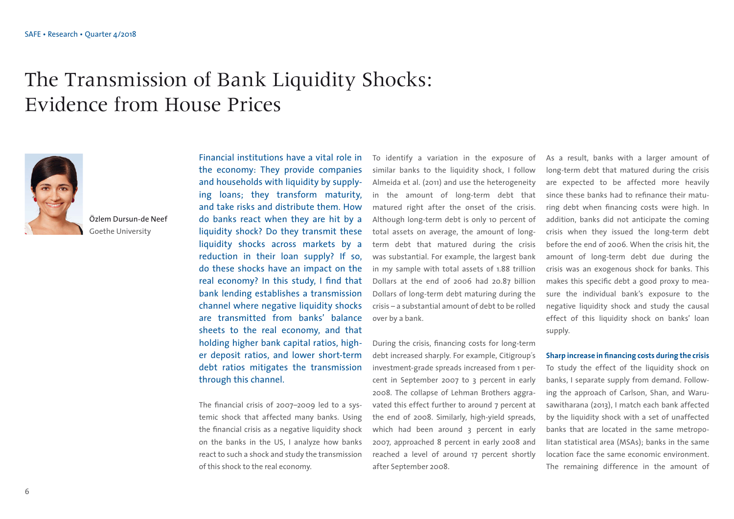# The Transmission of Bank Liquidity Shocks: Evidence from House Prices

Özlem Dursun-de Neef
Goethe University

Financial institutions have a vital role in the economy: They provide companies and households with liquidity by supplying loans; they transform maturity, and take risks and distribute them. How do banks react when they are hit by a liquidity shock? Do they transmit these liquidity shocks across markets by a reduction in their loan supply? If so, do these shocks have an impact on the real economy? In this study, I find that bank lending establishes a transmission channel where negative liquidity shocks are transmitted from banks' balance sheets to the real economy, and that holding higher bank capital ratios, higher deposit ratios, and lower short-term debt ratios mitigates the transmission through this channel.

The financial crisis of 2007–2009 led to a systemic shock that affected many banks. Using the financial crisis as a negative liquidity shock on the banks in the US, I analyze how banks react to such a shock and study the transmission of this shock to the real economy.

To identify a variation in the exposure of similar banks to the liquidity shock, I follow Almeida et al. (2011) and use the heterogeneity in the amount of long-term debt that matured right after the onset of the crisis. Although long-term debt is only 10 percent of total assets on average, the amount of long-term debt that matured during the crisis was substantial. For example, the largest bank in my sample with total assets of 1.88 trillion Dollars at the end of 2006 had 20.87 billion Dollars of long-term debt maturing during the crisis – a substantial amount of debt to be rolled over by a bank.

During the crisis, financing costs for long-term debt increased sharply. For example, Citigroup´s investment-grade spreads increased from 1 percent in September 2007 to 3 percent in early 2008. The collapse of Lehman Brothers aggravated this effect further to around 7 percent at the end of 2008. Similarly, high-yield spreads, which had been around 3 percent in early 2007, approached 8 percent in early 2008 and reached a level of around 17 percent shortly after September 2008.

As a result, banks with a larger amount of long-term debt that matured during the crisis are expected to be affected more heavily since these banks had to refinance their maturing debt when financing costs were high. In addition, banks did not anticipate the coming crisis when they issued the long-term debt before the end of 2006. When the crisis hit, the amount of long-term debt due during the crisis was an exogenous shock for banks. This makes this specific debt a good proxy to measure the individual bank's exposure to the negative liquidity shock and study the causal effect of this liquidity shock on banks' loan supply.

**Sharp increase in financing costs during the crisis**

To study the effect of the liquidity shock on banks, I separate supply from demand. Following the approach of Carlson, Shan, and Warusawitharana (2013), I match each bank affected by the liquidity shock with a set of unaffected banks that are located in the same metropolitan statistical area (MSAs); banks in the same location face the same economic environment. The remaining difference in the amount of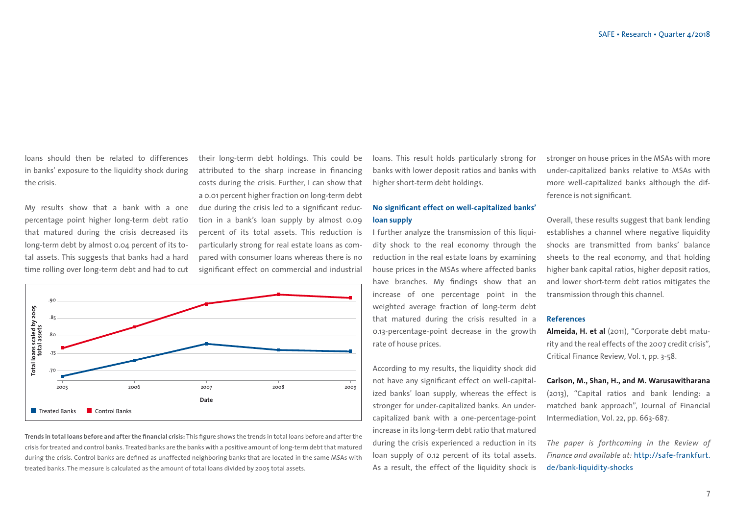loans should then be related to differences in banks' exposure to the liquidity shock during the crisis.

My results show that a bank with a one percentage point higher long-term debt ratio that matured during the crisis decreased its long-term debt by almost 0.04 percent of its total assets. This suggests that banks had a hard time rolling over long-term debt and had to cut their long-term debt holdings. This could be attributed to the sharp increase in financing costs during the crisis. Further, I can show that a 0.01 percent higher fraction on long-term debt due during the crisis led to a significant reduction in a bank's loan supply by almost 0.09 percent of its total assets. This reduction is particularly strong for real estate loans as compared with consumer loans whereas there is no significant effect on commercial and industrial loans. This result holds particularly strong for banks with lower deposit ratios and banks with higher short-term debt holdings.

**Trends in total loans before and after the financial crisis:** This figure shows the trends in total loans before and after the crisis for treated and control banks. Treated banks are the banks with a positive amount of long-term debt that matured during the crisis. Control banks are defined as unaffected neighboring banks that are located in the same MSAs with treated banks. The measure is calculated as the amount of total loans divided by 2005 total assets.

### No significant effect on well-capitalized banks' loan supply

I further analyze the transmission of this liquidity shock to the real economy through the reduction in the real estate loans by examining house prices in the MSAs where affected banks have branches. My findings show that an increase of one percentage point in the weighted average fraction of long-term debt that matured during the crisis resulted in a 0.13-percentage-point decrease in the growth rate of house prices.

According to my results, the liquidity shock did not have any significant effect on well-capitalized banks' loan supply, whereas the effect is stronger for under-capitalized banks. An under-capitalized bank with a one-percentage-point increase in its long-term debt ratio that matured during the crisis experienced a reduction in its loan supply of 0.12 percent of its total assets. As a result, the effect of the liquidity shock is stronger on house prices in the MSAs with more under-capitalized banks relative to MSAs with more well-capitalized banks although the difference is not significant.

Overall, these results suggest that bank lending establishes a channel where negative liquidity shocks are transmitted from banks' balance sheets to the real economy, and that holding higher bank capital ratios, higher deposit ratios, and lower short-term debt ratios mitigates the transmission through this channel.

### References

**Almeida, H. et al** (2011), "Corporate debt maturity and the real effects of the 2007 credit crisis", Critical Finance Review, Vol. 1, pp. 3-58.

**Carlson, M., Shan, H., and M. Warusawitharana** (2013), "Capital ratios and bank lending: a matched bank approach", Journal of Financial Intermediation, Vol. 22, pp. 663-687.

*The paper is forthcoming in the Review of Finance and available at:* http://safe-frankfurt.de/bank-liquidity-shocks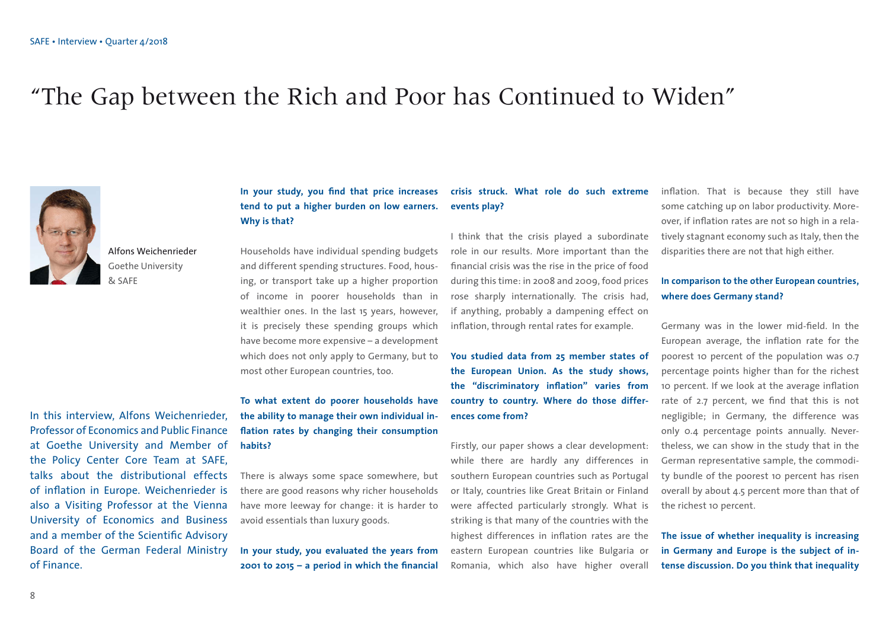# “The Gap between the Rich and Poor has Continued to Widen”

Alfons Weichenrieder
Goethe University
& SAFE

In this interview, Alfons Weichenrieder, Professor of Economics and Public Finance at Goethe University and Member of the Policy Center Core Team at SAFE, talks about the distributional effects of inflation in Europe. Weichenrieder is also a Visiting Professor at the Vienna University of Economics and Business and a member of the Scientific Advisory Board of the German Federal Ministry of Finance.

**In your study, you find that price increases tend to put a higher burden on low earners. Why is that?**

Households have individual spending budgets and different spending structures. Food, housing, or transport take up a higher proportion of income in poorer households than in wealthier ones. In the last 15 years, however, it is precisely these spending groups which have become more expensive – a development which does not only apply to Germany, but to most other European countries, too.

**To what extent do poorer households have the ability to manage their own individual inflation rates by changing their consumption habits?**

There is always some space somewhere, but there are good reasons why richer households have more leeway for change: it is harder to avoid essentials than luxury goods.

**In your study, you evaluated the years from 2001 to 2015 – a period in which the financial crisis struck. What role do such extreme events play?**

I think that the crisis played a subordinate role in our results. More important than the financial crisis was the rise in the price of food during this time: in 2008 and 2009, food prices rose sharply internationally. The crisis had, if anything, probably a dampening effect on inflation, through rental rates for example.

**You studied data from 25 member states of the European Union. As the study shows, the “discriminatory inflation” varies from country to country. Where do those differences come from?**

Firstly, our paper shows a clear development: while there are hardly any differences in southern European countries such as Portugal or Italy, countries like Great Britain or Finland were affected particularly strongly. What is striking is that many of the countries with the highest differences in inflation rates are the eastern European countries like Bulgaria or Romania, which also have higher overall inflation. That is because they still have some catching up on labor productivity. Moreover, if inflation rates are not so high in a relatively stagnant economy such as Italy, then the disparities there are not that high either.

**In comparison to the other European countries, where does Germany stand?**

Germany was in the lower mid-field. In the European average, the inflation rate for the poorest 10 percent of the population was 0.7 percentage points higher than for the richest 10 percent. If we look at the average inflation rate of 2.7 percent, we find that this is not negligible; in Germany, the difference was only 0.4 percentage points annually. Nevertheless, we can show in the study that in the German representative sample, the commodity bundle of the poorest 10 percent has risen overall by about 4.5 percent more than that of the richest 10 percent.

**The issue of whether inequality is increasing in Germany and Europe is the subject of intense discussion. Do you think that inequality**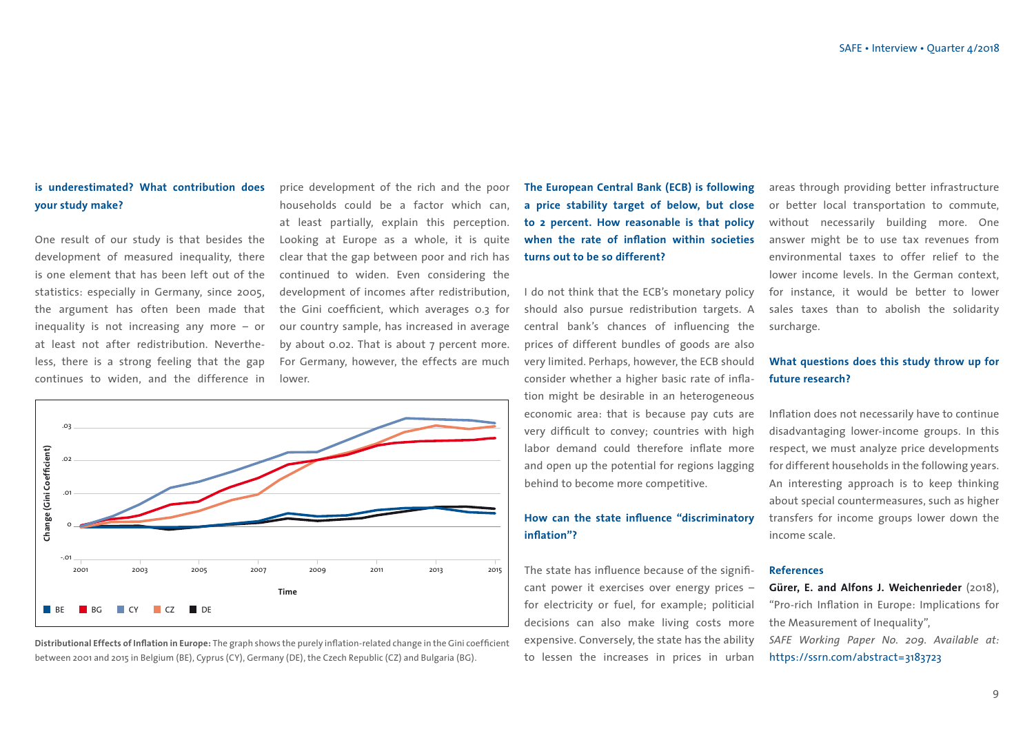**is underestimated? What contribution does your study make?**

One result of our study is that besides the development of measured inequality, there is one element that has been left out of the statistics: especially in Germany, since 2005, the argument has often been made that inequality is not increasing any more – or at least not after redistribution. Nevertheless, there is a strong feeling that the gap continues to widen, and the difference in price development of the rich and the poor households could be a factor which can, at least partially, explain this perception. Looking at Europe as a whole, it is quite clear that the gap between poor and rich has continued to widen. Even considering the development of incomes after redistribution, the Gini coefficient, which averages 0.3 for our country sample, has increased in average by about 0.02. That is about 7 percent more. For Germany, however, the effects are much lower.

**Distributional Effects of Inflation in Europe:** The graph shows the purely inflation-related change in the Gini coefficient between 2001 and 2015 in Belgium (BE), Cyprus (CY), Germany (DE), the Czech Republic (CZ) and Bulgaria (BG).

**The European Central Bank (ECB) is following a price stability target of below, but close to 2 percent. How reasonable is that policy when the rate of inflation within societies turns out to be so different?**

I do not think that the ECB's monetary policy should also pursue redistribution targets. A central bank's chances of influencing the prices of different bundles of goods are also very limited. Perhaps, however, the ECB should consider whether a higher basic rate of inflation might be desirable in an heterogeneous economic area: that is because pay cuts are very difficult to convey; countries with high labor demand could therefore inflate more and open up the potential for regions lagging behind to become more competitive.

**How can the state influence "discriminatory inflation"?**

The state has influence because of the significant power it exercises over energy prices – for electricity or fuel, for example; politicial decisions can also make living costs more expensive. Conversely, the state has the ability to lessen the increases in prices in urban areas through providing better infrastructure or better local transportation to commute, without necessarily building more. One answer might be to use tax revenues from environmental taxes to offer relief to the lower income levels. In the German context, for instance, it would be better to lower sales taxes than to abolish the solidarity surcharge.

**What questions does this study throw up for future research?**

Inflation does not necessarily have to continue disadvantaging lower-income groups. In this respect, we must analyze price developments for different households in the following years. An interesting approach is to keep thinking about special countermeasures, such as higher transfers for income groups lower down the income scale.

**References**

**Gürer, E. and Alfons J. Weichenrieder** (2018), "Pro-rich Inflation in Europe: Implications for the Measurement of Inequality", *SAFE Working Paper No. 209. Available at:* https://ssrn.com/abstract=3183723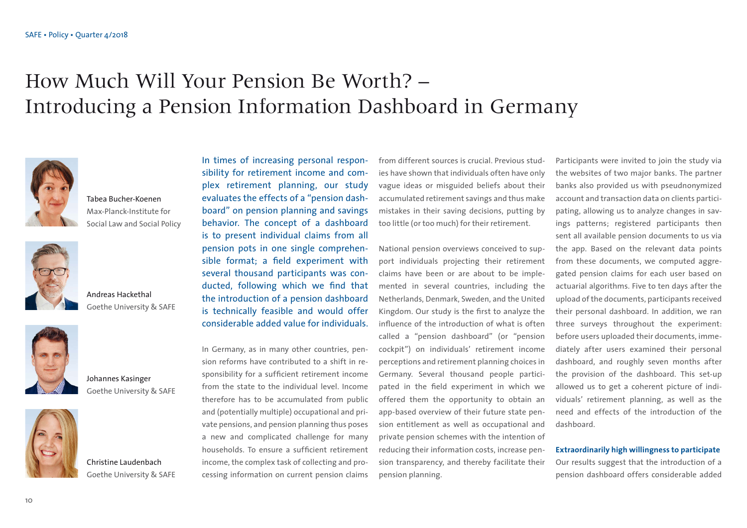# How Much Will Your Pension Be Worth? – Introducing a Pension Information Dashboard in Germany

Tabea Bucher-Koenen
Max-Planck-Institute for Social Law and Social Policy

Andreas Hackethal
Goethe University & SAFE

Johannes Kasinger
Goethe University & SAFE

Christine Laudenbach
Goethe University & SAFE

In times of increasing personal responsibility for retirement income and complex retirement planning, our study evaluates the effects of a "pension dashboard" on pension planning and savings behavior. The concept of a dashboard is to present individual claims from all pension pots in one single comprehensible format; a field experiment with several thousand participants was conducted, following which we find that the introduction of a pension dashboard is technically feasible and would offer considerable added value for individuals.

In Germany, as in many other countries, pension reforms have contributed to a shift in responsibility for a sufficient retirement income from the state to the individual level. Income therefore has to be accumulated from public and (potentially multiple) occupational and private pensions, and pension planning thus poses a new and complicated challenge for many households. To ensure a sufficient retirement income, the complex task of collecting and processing information on current pension claims from different sources is crucial. Previous studies have shown that individuals often have only vague ideas or misguided beliefs about their accumulated retirement savings and thus make mistakes in their saving decisions, putting by too little (or too much) for their retirement.

National pension overviews conceived to support individuals projecting their retirement claims have been or are about to be implemented in several countries, including the Netherlands, Denmark, Sweden, and the United Kingdom. Our study is the first to analyze the influence of the introduction of what is often called a "pension dashboard" (or "pension cockpit") on individuals' retirement income perceptions and retirement planning choices in Germany. Several thousand people participated in the field experiment in which we offered them the opportunity to obtain an app-based overview of their future state pension entitlement as well as occupational and private pension schemes with the intention of reducing their information costs, increase pension transparency, and thereby facilitate their pension planning.

Participants were invited to join the study via the websites of two major banks. The partner banks also provided us with pseudnonymized account and transaction data on clients participating, allowing us to analyze changes in savings patterns; registered participants then sent all available pension documents to us via the app. Based on the relevant data points from these documents, we computed aggregated pension claims for each user based on actuarial algorithms. Five to ten days after the upload of the documents, participants received their personal dashboard. In addition, we ran three surveys throughout the experiment: before users uploaded their documents, immediately after users examined their personal dashboard, and roughly seven months after the provision of the dashboard. This set-up allowed us to get a coherent picture of individuals' retirement planning, as well as the need and effects of the introduction of the dashboard.

**Extraordinarily high willingness to participate**

Our results suggest that the introduction of a pension dashboard offers considerable added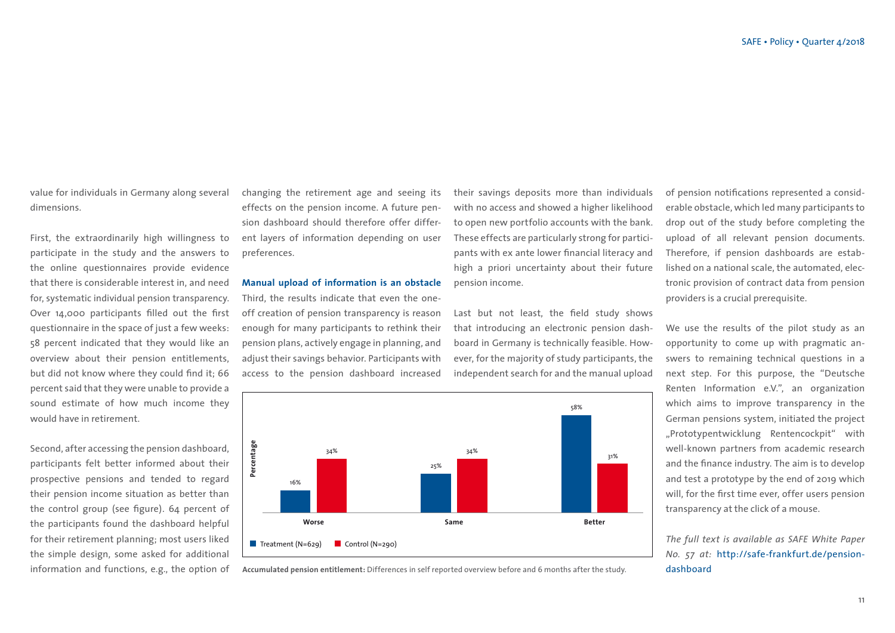value for individuals in Germany along several dimensions.

First, the extraordinarily high willingness to participate in the study and the answers to the online questionnaires provide evidence that there is considerable interest in, and need for, systematic individual pension transparency. Over 14,000 participants filled out the first questionnaire in the space of just a few weeks: 58 percent indicated that they would like an overview about their pension entitlements, but did not know where they could find it; 66 percent said that they were unable to provide a sound estimate of how much income they would have in retirement.

Second, after accessing the pension dashboard, participants felt better informed about their prospective pensions and tended to regard their pension income situation as better than the control group (see figure). 64 percent of the participants found the dashboard helpful for their retirement planning; most users liked the simple design, some asked for additional information and functions, e.g., the option of changing the retirement age and seeing its effects on the pension income. A future pension dashboard should therefore offer different layers of information depending on user preferences.

### Manual upload of information is an obstacle

Third, the results indicate that even the one-off creation of pension transparency is reason enough for many participants to rethink their pension plans, actively engage in planning, and adjust their savings behavior. Participants with access to the pension dashboard increased their savings deposits more than individuals with no access and showed a higher likelihood to open new portfolio accounts with the bank. These effects are particularly strong for participants with ex ante lower financial literacy and high a priori uncertainty about their future pension income.

Last but not least, the field study shows that introducing an electronic pension dashboard in Germany is technically feasible. However, for the majority of study participants, the independent search for and the manual upload of pension notifications represented a considerable obstacle, which led many participants to drop out of the study before completing the upload of all relevant pension documents. Therefore, if pension dashboards are established on a national scale, the automated, electronic provision of contract data from pension providers is a crucial prerequisite.

| Percentage | Worse | Same | Better |
|---|---|---|---|
| Treatment (N=629) | 16% | 25% | 58% |
| Control (N=290) | 34% | 34% | 31% |

**Accumulated pension entitlement:** Differences in self reported overview before and 6 months after the study.

We use the results of the pilot study as an opportunity to come up with pragmatic answers to remaining technical questions in a next step. For this purpose, the "Deutsche Renten Information e.V.", an organization which aims to improve transparency in the German pensions system, initiated the project „Prototypentwicklung Rentencockpit" with well-known partners from academic research and the finance industry. The aim is to develop and test a prototype by the end of 2019 which will, for the first time ever, offer users pension transparency at the click of a mouse.

*The full text is available as SAFE White Paper No. 57 at:* http://safe-frankfurt.de/pension-dashboard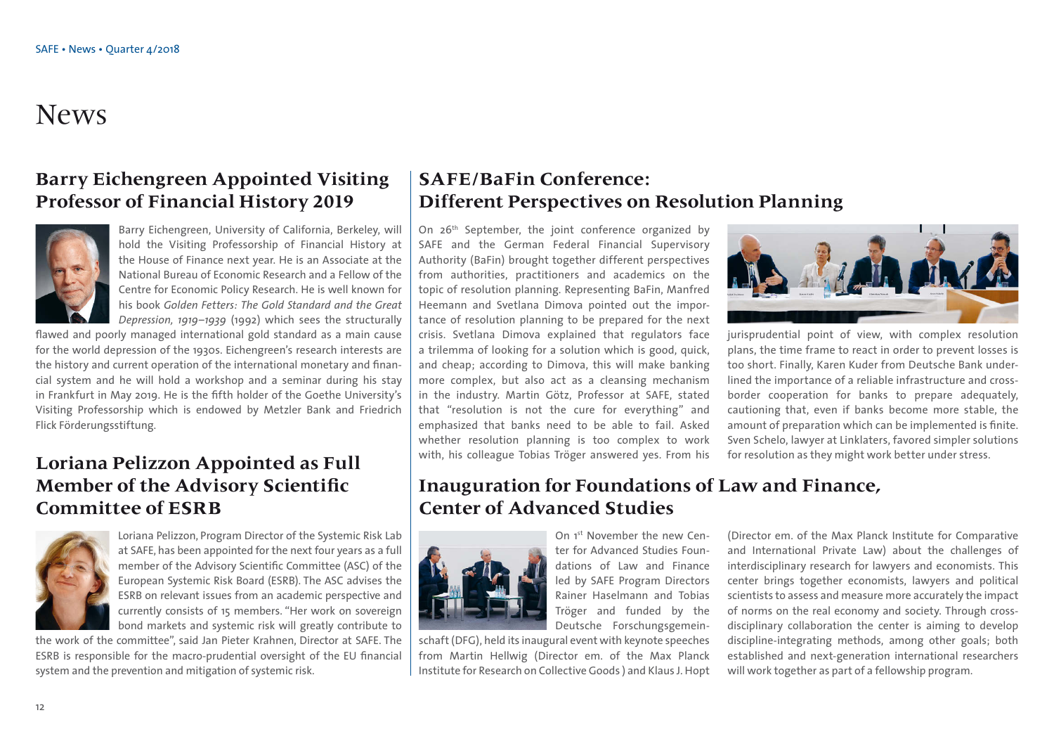# News

## Barry Eichengreen Appointed Visiting Professor of Financial History 2019

Barry Eichengreen, University of California, Berkeley, will hold the Visiting Professorship of Financial History at the House of Finance next year. He is an Associate at the National Bureau of Economic Research and a Fellow of the Centre for Economic Policy Research. He is well known for his book *Golden Fetters: The Gold Standard and the Great Depression, 1919–1939* (1992) which sees the structurally flawed and poorly managed international gold standard as a main cause for the world depression of the 1930s. Eichengreen's research interests are the history and current operation of the international monetary and financial system and he will hold a workshop and a seminar during his stay in Frankfurt in May 2019. He is the fifth holder of the Goethe University's Visiting Professorship which is endowed by Metzler Bank and Friedrich Flick Förderungsstiftung.

## Loriana Pelizzon Appointed as Full Member of the Advisory Scientific Committee of ESRB

Loriana Pelizzon, Program Director of the Systemic Risk Lab at SAFE, has been appointed for the next four years as a full member of the Advisory Scientific Committee (ASC) of the European Systemic Risk Board (ESRB). The ASC advises the ESRB on relevant issues from an academic perspective and currently consists of 15 members. "Her work on sovereign bond markets and systemic risk will greatly contribute to the work of the committee", said Jan Pieter Krahnen, Director at SAFE. The ESRB is responsible for the macro-prudential oversight of the EU financial system and the prevention and mitigation of systemic risk.

## SAFE/BaFin Conference: Different Perspectives on Resolution Planning

On 26th September, the joint conference organized by SAFE and the German Federal Financial Supervisory Authority (BaFin) brought together different perspectives from authorities, practitioners and academics on the topic of resolution planning. Representing BaFin, Manfred Heemann and Svetlana Dimova pointed out the importance of resolution planning to be prepared for the next crisis. Svetlana Dimova explained that regulators face a trilemma of looking for a solution which is good, quick, and cheap; according to Dimova, this will make banking more complex, but also act as a cleansing mechanism in the industry. Martin Götz, Professor at SAFE, stated that "resolution is not the cure for everything" and emphasized that banks need to be able to fail. Asked whether resolution planning is too complex to work with, his colleague Tobias Tröger answered yes. From his jurisprudential point of view, with complex resolution plans, the time frame to react in order to prevent losses is too short. Finally, Karen Kuder from Deutsche Bank underlined the importance of a reliable infrastructure and cross-border cooperation for banks to prepare adequately, cautioning that, even if banks become more stable, the amount of preparation which can be implemented is finite. Sven Schelo, lawyer at Linklaters, favored simpler solutions for resolution as they might work better under stress.

## Inauguration for Foundations of Law and Finance, Center of Advanced Studies

On 1st November the new Center for Advanced Studies Foundations of Law and Finance led by SAFE Program Directors Rainer Haselmann and Tobias Tröger and funded by the Deutsche Forschungsgemeinschaft (DFG), held its inaugural event with keynote speeches from Martin Hellwig (Director em. of the Max Planck Institute for Research on Collective Goods ) and Klaus J. Hopt (Director em. of the Max Planck Institute for Comparative and International Private Law) about the challenges of interdisciplinary research for lawyers and economists. This center brings together economists, lawyers and political scientists to assess and measure more accurately the impact of norms on the real economy and society. Through cross-disciplinary collaboration the center is aiming to develop discipline-integrating methods, among other goals; both established and next-generation international researchers will work together as part of a fellowship program.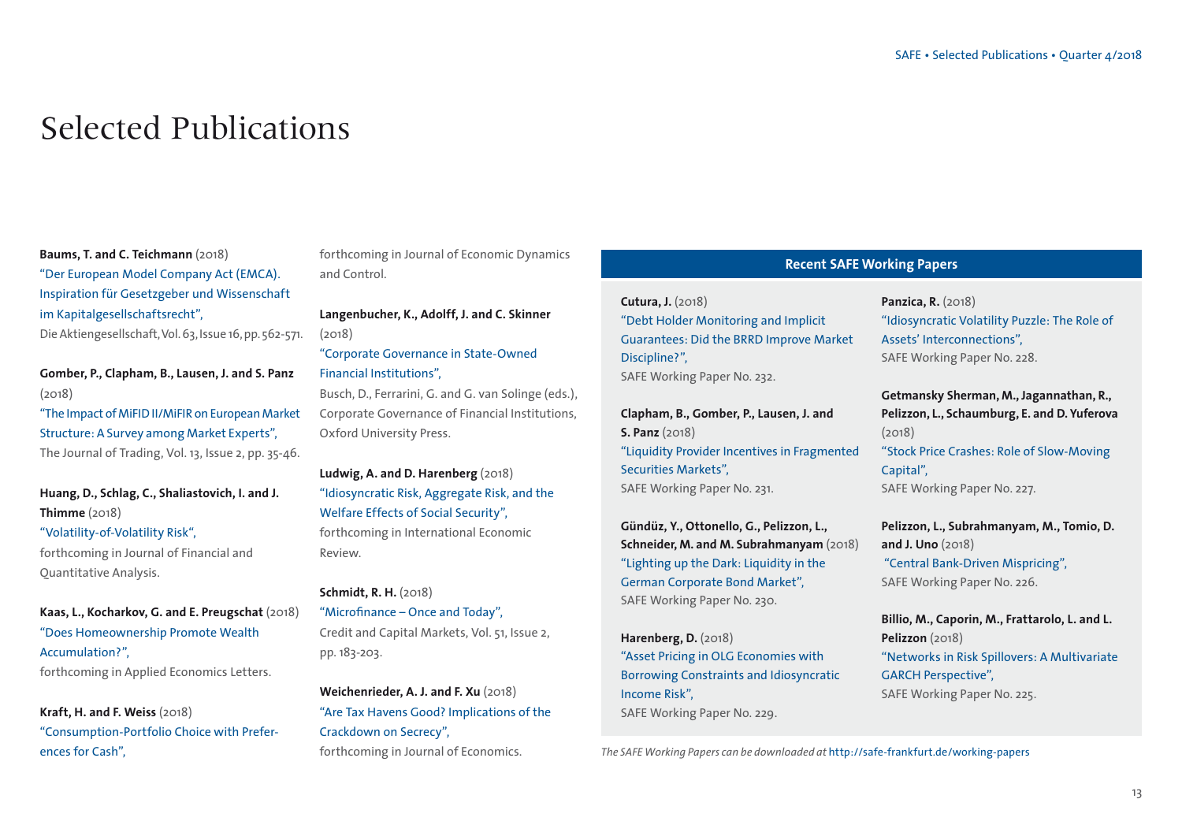# Selected Publications

**Baums, T. and C. Teichmann** (2018)
"Der European Model Company Act (EMCA). Inspiration für Gesetzgeber und Wissenschaft im Kapitalgesellschaftsrecht",
Die Aktiengesellschaft, Vol. 63, Issue 16, pp. 562-571.

**Gomber, P., Clapham, B., Lausen, J. and S. Panz** (2018)
"The Impact of MiFID II/MiFIR on European Market Structure: A Survey among Market Experts",
The Journal of Trading, Vol. 13, Issue 2, pp. 35-46.

**Huang, D., Schlag, C., Shaliastovich, I. and J. Thimme** (2018)
"Volatility-of-Volatility Risk",
forthcoming in Journal of Financial and Quantitative Analysis.

**Kaas, L., Kocharkov, G. and E. Preugschat** (2018)
"Does Homeownership Promote Wealth Accumulation?",
forthcoming in Applied Economics Letters.

**Kraft, H. and F. Weiss** (2018)
"Consumption-Portfolio Choice with Preferences for Cash",
forthcoming in Journal of Economic Dynamics and Control.

**Langenbucher, K., Adolff, J. and C. Skinner** (2018)
"Corporate Governance in State-Owned Financial Institutions",
Busch, D., Ferrarini, G. and G. van Solinge (eds.), Corporate Governance of Financial Institutions, Oxford University Press.

**Ludwig, A. and D. Harenberg** (2018)
"Idiosyncratic Risk, Aggregate Risk, and the Welfare Effects of Social Security",
forthcoming in International Economic Review.

**Schmidt, R. H.** (2018)
"Microfinance – Once and Today",
Credit and Capital Markets, Vol. 51, Issue 2, pp. 183-203.

**Weichenrieder, A. J. and F. Xu** (2018)
"Are Tax Havens Good? Implications of the Crackdown on Secrecy",
forthcoming in Journal of Economics.

## Recent SAFE Working Papers

**Cutura, J.** (2018)
"Debt Holder Monitoring and Implicit Guarantees: Did the BRRD Improve Market Discipline?",
SAFE Working Paper No. 232.

**Clapham, B., Gomber, P., Lausen, J. and S. Panz** (2018)
"Liquidity Provider Incentives in Fragmented Securities Markets",
SAFE Working Paper No. 231.

**Gündüz, Y., Ottonello, G., Pelizzon, L., Schneider, M. and M. Subrahmanyam** (2018)
"Lighting up the Dark: Liquidity in the German Corporate Bond Market",
SAFE Working Paper No. 230.

**Harenberg, D.** (2018)
"Asset Pricing in OLG Economies with Borrowing Constraints and Idiosyncratic Income Risk",
SAFE Working Paper No. 229.

**Panzica, R.** (2018)
"Idiosyncratic Volatility Puzzle: The Role of Assets' Interconnections",
SAFE Working Paper No. 228.

**Getmansky Sherman, M., Jagannathan, R., Pelizzon, L., Schaumburg, E. and D. Yuferova** (2018)
"Stock Price Crashes: Role of Slow-Moving Capital",
SAFE Working Paper No. 227.

**Pelizzon, L., Subrahmanyam, M., Tomio, D. and J. Uno** (2018)
"Central Bank-Driven Mispricing",
SAFE Working Paper No. 226.

**Billio, M., Caporin, M., Frattarolo, L. and L. Pelizzon** (2018)
"Networks in Risk Spillovers: A Multivariate GARCH Perspective",
SAFE Working Paper No. 225.

*The SAFE Working Papers can be downloaded at* http://safe-frankfurt.de/working-papers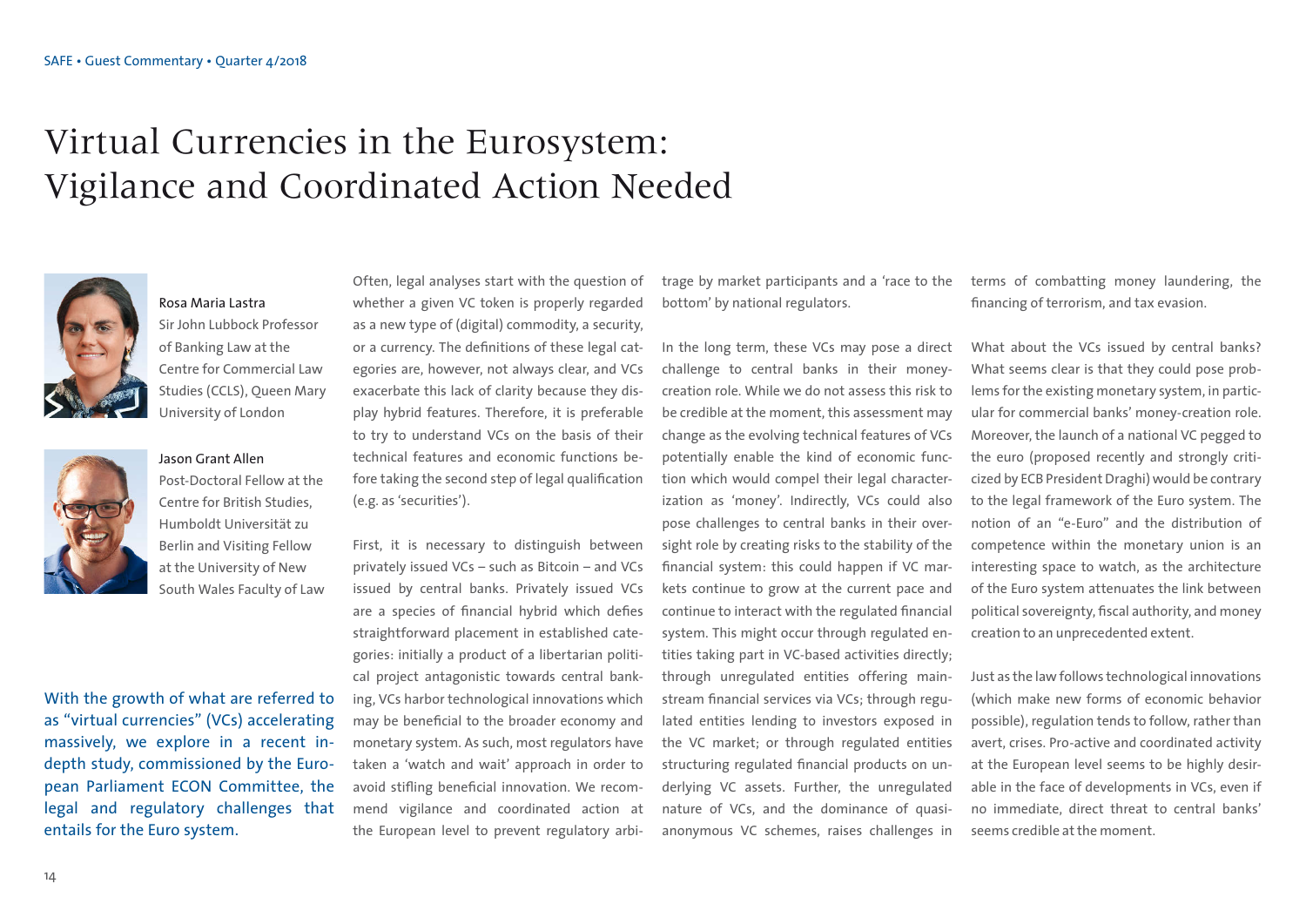# Virtual Currencies in the Eurosystem: Vigilance and Coordinated Action Needed

Rosa Maria Lastra
Sir John Lubbock Professor of Banking Law at the Centre for Commercial Law Studies (CCLS), Queen Mary University of London

Jason Grant Allen
Post-Doctoral Fellow at the Centre for British Studies, Humboldt Universität zu Berlin and Visiting Fellow at the University of New South Wales Faculty of Law

With the growth of what are referred to as "virtual currencies" (VCs) accelerating massively, we explore in a recent in-depth study, commissioned by the European Parliament ECON Committee, the legal and regulatory challenges that entails for the Euro system.

Often, legal analyses start with the question of whether a given VC token is properly regarded as a new type of (digital) commodity, a security, or a currency. The definitions of these legal categories are, however, not always clear, and VCs exacerbate this lack of clarity because they display hybrid features. Therefore, it is preferable to try to understand VCs on the basis of their technical features and economic functions before taking the second step of legal qualification (e.g. as 'securities').

First, it is necessary to distinguish between privately issued VCs – such as Bitcoin – and VCs issued by central banks. Privately issued VCs are a species of financial hybrid which defies straightforward placement in established categories: initially a product of a libertarian political project antagonistic towards central banking, VCs harbor technological innovations which may be beneficial to the broader economy and monetary system. As such, most regulators have taken a 'watch and wait' approach in order to avoid stifling beneficial innovation. We recommend vigilance and coordinated action at the European level to prevent regulatory arbitrage by market participants and a 'race to the bottom' by national regulators.

In the long term, these VCs may pose a direct challenge to central banks in their money-creation role. While we do not assess this risk to be credible at the moment, this assessment may change as the evolving technical features of VCs potentially enable the kind of economic function which would compel their legal characterization as 'money'. Indirectly, VCs could also pose challenges to central banks in their oversight role by creating risks to the stability of the financial system: this could happen if VC markets continue to grow at the current pace and continue to interact with the regulated financial system. This might occur through regulated entities taking part in VC-based activities directly; through unregulated entities offering mainstream financial services via VCs; through regulated entities lending to investors exposed in the VC market; or through regulated entities structuring regulated financial products on underlying VC assets. Further, the unregulated nature of VCs, and the dominance of quasi-anonymous VC schemes, raises challenges in terms of combatting money laundering, the financing of terrorism, and tax evasion.

What about the VCs issued by central banks? What seems clear is that they could pose problems for the existing monetary system, in particular for commercial banks' money-creation role. Moreover, the launch of a national VC pegged to the euro (proposed recently and strongly criticized by ECB President Draghi) would be contrary to the legal framework of the Euro system. The notion of an "e-Euro" and the distribution of competence within the monetary union is an interesting space to watch, as the architecture of the Euro system attenuates the link between political sovereignty, fiscal authority, and money creation to an unprecedented extent.

Just as the law follows technological innovations (which make new forms of economic behavior possible), regulation tends to follow, rather than avert, crises. Pro-active and coordinated activity at the European level seems to be highly desirable in the face of developments in VCs, even if no immediate, direct threat to central banks' seems credible at the moment.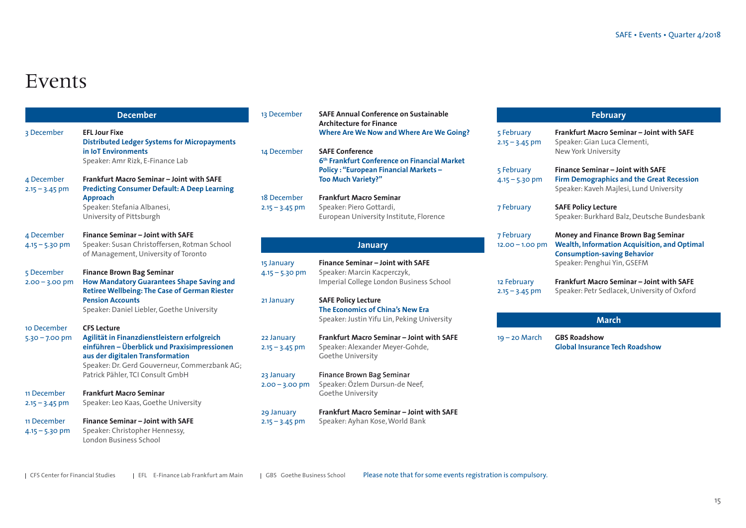# Events

## December

**3 December**
**EFL Jour Fixe**
**Distributed Ledger Systems for Micropayments in IoT Environments**
Speaker: Amr Rizk, E-Finance Lab

**4 December**
2.15 – 3.45 pm
**Frankfurt Macro Seminar – Joint with SAFE**
**Predicting Consumer Default: A Deep Learning Approach**
Speaker: Stefania Albanesi, University of Pittsburgh

**4 December**
4.15 – 5.30 pm
**Finance Seminar – Joint with SAFE**
Speaker: Susan Christoffersen, Rotman School of Management, University of Toronto

**5 December**
2.00 – 3.00 pm
**Finance Brown Bag Seminar**
**How Mandatory Guarantees Shape Saving and Retiree Wellbeing: The Case of German Riester Pension Accounts**
Speaker: Daniel Liebler, Goethe University

**10 December**
5.30 – 7.00 pm
**CFS Lecture**
**Agilität in Finanzdienstleistern erfolgreich einführen – Überblick und Praxisimpressionen aus der digitalen Transformation**
Speaker: Dr. Gerd Gouverneur, Commerzbank AG; Patrick Pähler, TCI Consult GmbH

**11 December**
2.15 – 3.45 pm
**Frankfurt Macro Seminar**
Speaker: Leo Kaas, Goethe University

**11 December**
4.15 – 5.30 pm
**Finance Seminar – Joint with SAFE**
Speaker: Christopher Hennessy, London Business School

**13 December**
**SAFE Annual Conference on Sustainable Architecture for Finance**
**Where Are We Now and Where Are We Going?**

**14 December**
**SAFE Conference**
**6th Frankfurt Conference on Financial Market Policy : "European Financial Markets – Too Much Variety?"**

**18 December**
2.15 – 3.45 pm
**Frankfurt Macro Seminar**
Speaker: Piero Gottardi, European University Institute, Florence

## January

**15 January**
4.15 – 5.30 pm
**Finance Seminar – Joint with SAFE**
Speaker: Marcin Kacperczyk, Imperial College London Business School

**21 January**
**SAFE Policy Lecture**
**The Economics of China's New Era**
Speaker: Justin Yifu Lin, Peking University

**22 January**
2.15 – 3.45 pm
**Frankfurt Macro Seminar – Joint with SAFE**
Speaker: Alexander Meyer-Gohde, Goethe University

**23 January**
2.00 – 3.00 pm
**Finance Brown Bag Seminar**
Speaker: Özlem Dursun-de Neef, Goethe University

**29 January**
2.15 – 3.45 pm
**Frankfurt Macro Seminar – Joint with SAFE**
Speaker: Ayhan Kose, World Bank

## February

**5 February**
2.15 – 3.45 pm
**Frankfurt Macro Seminar – Joint with SAFE**
Speaker: Gian Luca Clementi, New York University

**5 February**
4.15 – 5.30 pm
**Finance Seminar – Joint with SAFE**
**Firm Demographics and the Great Recession**
Speaker: Kaveh Majlesi, Lund University

**7 February**
**SAFE Policy Lecture**
Speaker: Burkhard Balz, Deutsche Bundesbank

**7 February**
12.00 – 1.00 pm
**Money and Finance Brown Bag Seminar**
**Wealth, Information Acquisition, and Optimal Consumption-saving Behavior**
Speaker: Penghui Yin, GSEFM

**12 February**
2.15 – 3.45 pm
**Frankfurt Macro Seminar – Joint with SAFE**
Speaker: Petr Sedlacek, University of Oxford

## March

**19 – 20 March**
**GBS Roadshow**
**Global Insurance Tech Roadshow**

CFS Center for Financial Studies | EFL E-Finance Lab Frankfurt am Main | GBS Goethe Business School

Please note that for some events registration is compulsory.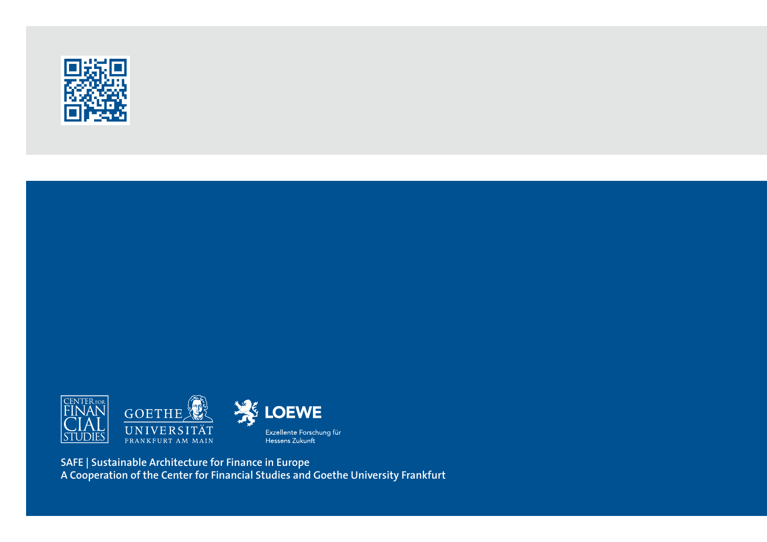SAFE | Sustainable Architecture for Finance in Europe
A Cooperation of the Center for Financial Studies and Goethe University Frankfurt